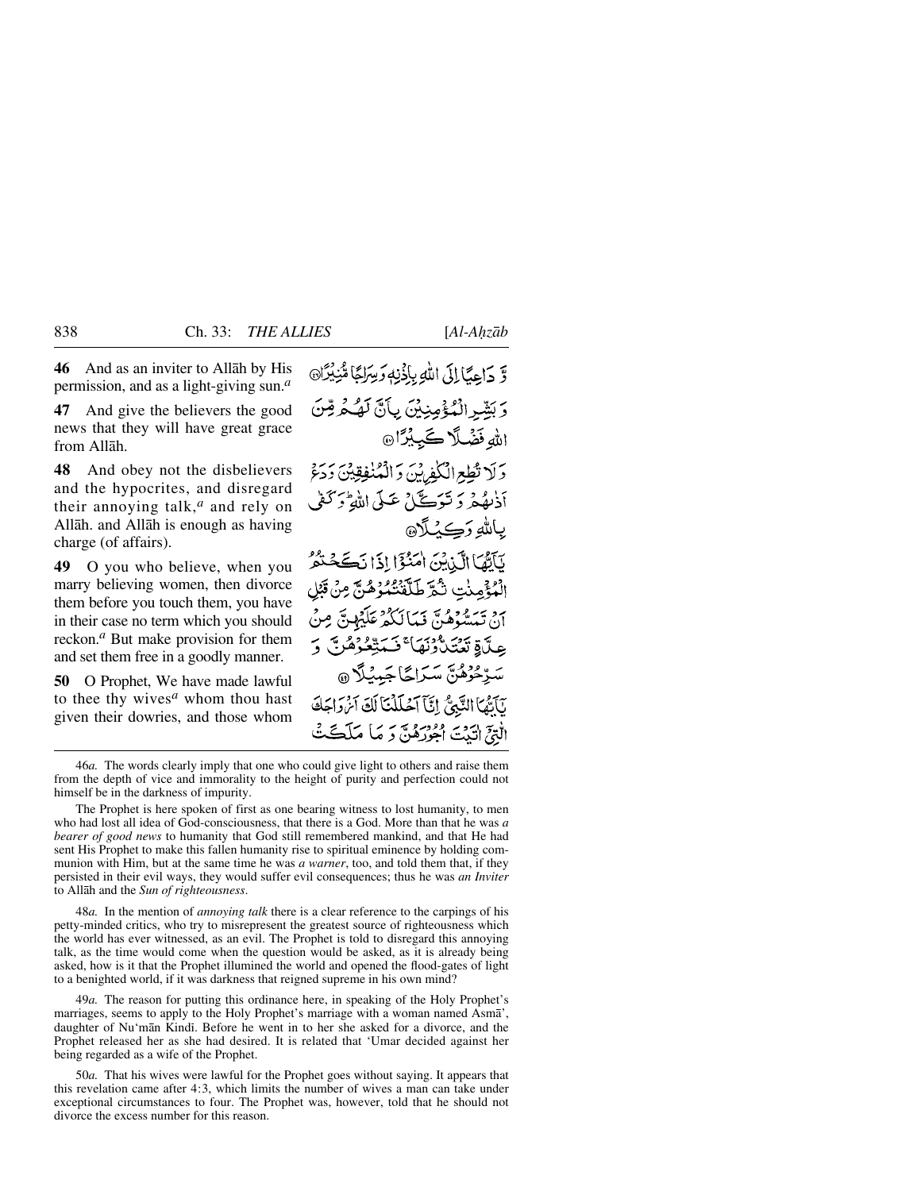**46** And as an inviter to Allāh by His permission, and as a light-giving sun.[a]

وَّ دَاعِيًا إِلَى اللّٰهِ بِإِذْنِهٖ وَسِرَاجًا مُّنِيرًا ﴿٤٦﴾

**47** And give the believers the good news that they will have great grace from Allāh.

وَ بَشِّرِ الْمُؤْمِنِينَ بِأَنَّ لَهُمْ مِّنَ اللّٰهِ فَضْلًا كَبِيرًا ﴿٤٧﴾

**48** And obey not the disbelievers and the hypocrites, and disregard their annoying talk,[a] and rely on Allāh. and Allāh is enough as having charge (of affairs).

وَ لَا تُطِعِ الْكٰفِرِينَ وَ الْمُنٰفِقِينَ وَ دَعْ أَذٰىهُمْ وَ تَوَكَّلْ عَلَى اللّٰهِ ۚ وَ كَفٰى بِاللّٰهِ وَكِيلًا ﴿٤٨﴾

**49** O you who believe, when you marry believing women, then divorce them before you touch them, you have in their case no term which you should reckon.[a] But make provision for them and set them free in a goodly manner.

يٰٓأَيُّهَا الَّذِينَ اٰمَنُوٓا إِذَا نَكَحْتُمُ الْمُؤْمِنٰتِ ثُمَّ طَلَّقْتُمُوهُنَّ مِنْ قَبْلِ أَنْ تَمَسُّوهُنَّ فَمَا لَكُمْ عَلَيْهِنَّ مِنْ عِدَّةٍ تَعْتَدُّونَهَا ۚ فَمَتِّعُوهُنَّ وَ سَرِّحُوهُنَّ سَرَاحًا جَمِيلًا ﴿٤٩﴾

**50** O Prophet, We have made lawful to thee thy wives[a] whom thou hast given their dowries, and those whom

يٰٓأَيُّهَا النَّبِيُّ إِنَّآ أَحْلَلْنَا لَكَ أَزْوَاجَكَ الّٰتِيٓ اٰتَيْتَ أُجُورَهُنَّ وَ مَا مَلَكَتْ

---

46*a.* The words clearly imply that one who could give light to others and raise them from the depth of vice and immorality to the height of purity and perfection could not himself be in the darkness of impurity.

The Prophet is here spoken of first as one bearing witness to lost humanity, to men who had lost all idea of God-consciousness, that there is a God. More than that he was *a bearer of good news* to humanity that God still remembered mankind, and that He had sent His Prophet to make this fallen humanity rise to spiritual eminence by holding communion with Him, but at the same time he was *a warner*, too, and told them that, if they persisted in their evil ways, they would suffer evil consequences; thus he was *an Inviter* to Allāh and the *Sun of righteousness*.

48*a.* In the mention of *annoying talk* there is a clear reference to the carpings of his petty-minded critics, who try to misrepresent the greatest source of righteousness which the world has ever witnessed, as an evil. The Prophet is told to disregard this annoying talk, as the time would come when the question would be asked, as it is already being asked, how is it that the Prophet illumined the world and opened the flood-gates of light to a benighted world, if it was darkness that reigned supreme in his own mind?

49*a.* The reason for putting this ordinance here, in speaking of the Holy Prophet's marriages, seems to apply to the Holy Prophet's marriage with a woman named Asmā', daughter of Nu'mān Kindī. Before he went in to her she asked for a divorce, and the Prophet released her as she had desired. It is related that 'Umar decided against her being regarded as a wife of the Prophet.

50*a.* That his wives were lawful for the Prophet goes without saying. It appears that this revelation came after 4:3, which limits the number of wives a man can take under exceptional circumstances to four. The Prophet was, however, told that he should not divorce the excess number for this reason.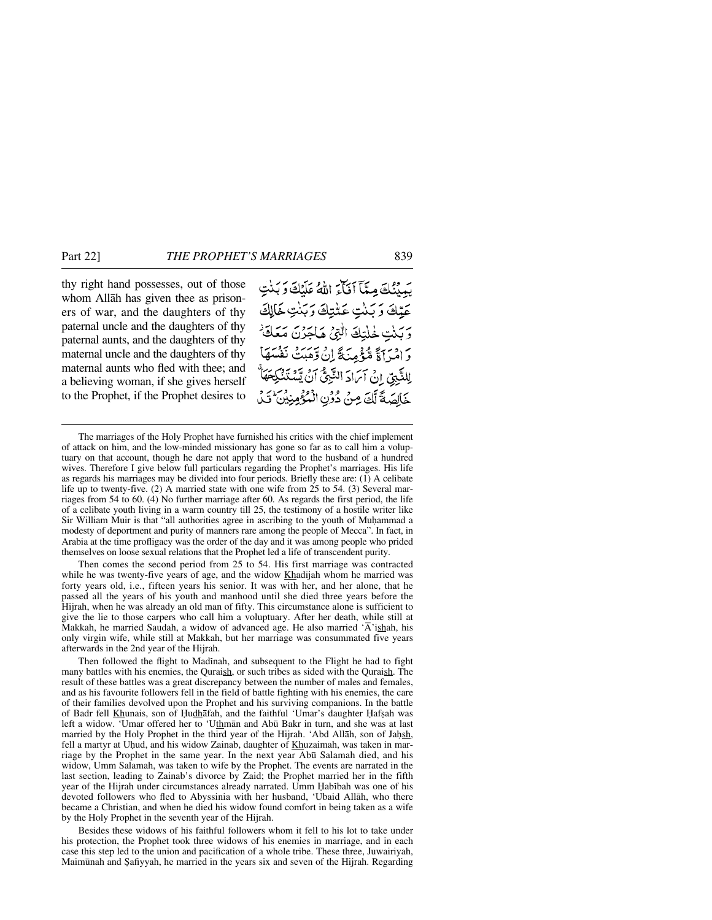thy right hand possesses, out of those whom Allāh has given thee as prisoners of war, and the daughters of thy paternal uncle and the daughters of thy paternal aunts, and the daughters of thy maternal uncle and the daughters of thy maternal aunts who fled with thee; and a believing woman, if she gives herself to the Prophet, if the Prophet desires to

يَمِيْنُكَ مِمَّآ اَفَآءَ اللّٰهُ عَلَيْكَ وَبَنٰتِ عَمِّكَ وَبَنٰتِ عَمّٰتِكَ وَبَنٰتِ خَالِكَ وَبَنٰتِ خٰلٰتِكَ الّٰتِيْ هَاجَرْنَ مَعَكَ ۡ وَامْرَاَةً مُّؤْمِنَةً اِنْ وَّهَبَتْ نَفْسَهَا لِلنَّبِيِّ اِنْ اَرَادَ النَّبِيُّ اَنْ يَّسْتَنْكِحَهَا ۚ خَالِصَةً لَّكَ مِنْ دُوْنِ الْمُؤْمِنِيْنَ ؕ قَدْ

---

The marriages of the Holy Prophet have furnished his critics with the chief implement of attack on him, and the low-minded missionary has gone so far as to call him a voluptuary on that account, though he dare not apply that word to the husband of a hundred wives. Therefore I give below full particulars regarding the Prophet's marriages. His life as regards his marriages may be divided into four periods. Briefly these are: (1) A celibate life up to twenty-five. (2) A married state with one wife from 25 to 54. (3) Several marriages from 54 to 60. (4) No further marriage after 60. As regards the first period, the life of a celibate youth living in a warm country till 25, the testimony of a hostile writer like Sir William Muir is that "all authorities agree in ascribing to the youth of Muḥammad a modesty of deportment and purity of manners rare among the people of Mecca". In fact, in Arabia at the time profligacy was the order of the day and it was among people who prided themselves on loose sexual relations that the Prophet led a life of transcendent purity.

Then comes the second period from 25 to 54. His first marriage was contracted while he was twenty-five years of age, and the widow Khadījah whom he married was forty years old, i.e., fifteen years his senior. It was with her, and her alone, that he passed all the years of his youth and manhood until she died three years before the Hijrah, when he was already an old man of fifty. This circumstance alone is sufficient to give the lie to those carpers who call him a voluptuary. After her death, while still at Makkah, he married Saudah, a widow of advanced age. He also married 'Ā'ishah, his only virgin wife, while still at Makkah, but her marriage was consummated five years afterwards in the 2nd year of the Hijrah.

Then followed the flight to Madīnah, and subsequent to the Flight he had to fight many battles with his enemies, the Quraish, or such tribes as sided with the Quraish. The result of these battles was a great discrepancy between the number of males and females, and as his favourite followers fell in the field of battle fighting with his enemies, the care of their families devolved upon the Prophet and his surviving companions. In the battle of Badr fell Khunais, son of Ḥudhāfah, and the faithful 'Umar's daughter Ḥafṣah was left a widow. 'Umar offered her to 'Uthmān and Abū Bakr in turn, and she was at last married by the Holy Prophet in the third year of the Hijrah. 'Abd Allāh, son of Jaḥsh, fell a martyr at Uḥud, and his widow Zainab, daughter of Khuzaimah, was taken in marriage by the Prophet in the same year. In the next year Abū Salamah died, and his widow, Umm Salamah, was taken to wife by the Prophet. The events are narrated in the last section, leading to Zainab's divorce by Zaid; the Prophet married her in the fifth year of the Hijrah under circumstances already narrated. Umm Ḥabībah was one of his devoted followers who fled to Abyssinia with her husband, 'Ubaid Allāh, who there became a Christian, and when he died his widow found comfort in being taken as a wife by the Holy Prophet in the seventh year of the Hijrah.

Besides these widows of his faithful followers whom it fell to his lot to take under his protection, the Prophet took three widows of his enemies in marriage, and in each case this step led to the union and pacification of a whole tribe. These three, Juwairiyah, Maimūnah and Ṣafiyyah, he married in the years six and seven of the Hijrah. Regarding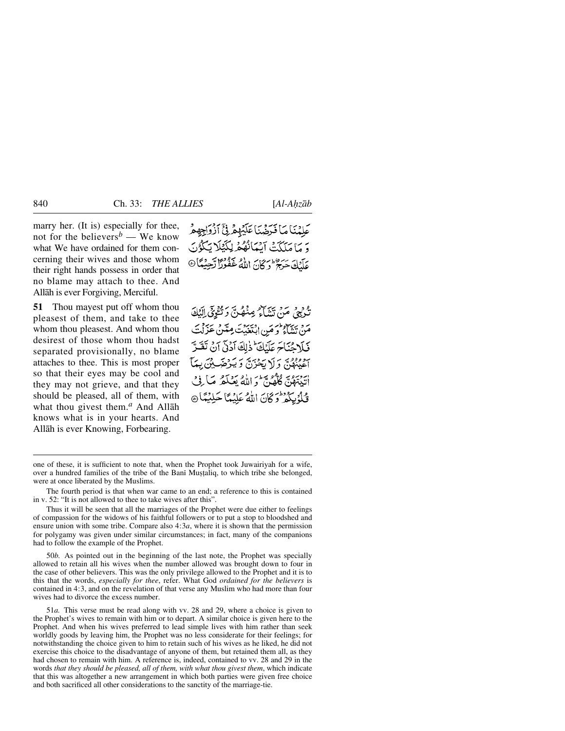marry her. (It is) especially for thee, not for the believers[b] — We know what We have ordained for them concerning their wives and those whom their right hands possess in order that no blame may attach to thee. And Allāh is ever Forgiving, Merciful.

عَلِمْنَا مَا فَرَضْنَا عَلَيْهِمْ فِيْٓ اَزْوَاجِهِمْ وَ مَا مَلَكَتْ اَيْمَانُهُمْ لِكَيْلَا يَكُوْنَ عَلَيْكَ حَرَجٌ ؕ وَ كَانَ اللّٰهُ غَفُوْرًا رَّحِيْمًا ۝

**51** Thou mayest put off whom thou pleasest of them, and take to thee whom thou pleasest. And whom thou desirest of those whom thou hadst separated provisionally, no blame attaches to thee. This is most proper so that their eyes may be cool and they may not grieve, and that they should be pleased, all of them, with what thou givest them.[a] And Allāh knows what is in your hearts. And Allāh is ever Knowing, Forbearing.

تُرْجِيْ مَنْ تَشَآءُ مِنْهُنَّ وَ تُـْٔوِيْٓ اِلَيْكَ مَنْ تَشَآءُ ؕ وَ مَنِ ابْتَغَيْتَ مِمَّنْ عَزَلْتَ فَلَا جُنَاحَ عَلَيْكَ ؕ ذٰلِكَ اَدْنٰۤى اَنْ تَقَرَّ اَعْيُنُهُنَّ وَ لَا يَحْزَنَّ وَ يَرْضَيْنَ بِمَآ اٰتَيْتَهُنَّ كُلُّهُنَّ ؕ وَ اللّٰهُ يَعْلَمُ مَا فِيْ قُلُوْبِكُمْ ؕ وَ كَانَ اللّٰهُ عَلِيْمًا حَلِيْمًا ۝

---

one of these, it is sufficient to note that, when the Prophet took Juwairiyah for a wife, over a hundred families of the tribe of the Banī Muṣṭaliq, to which tribe she belonged, were at once liberated by the Muslims.

The fourth period is that when war came to an end; a reference to this is contained in v. 52: "It is not allowed to thee to take wives after this".

Thus it will be seen that all the marriages of the Prophet were due either to feelings of compassion for the widows of his faithful followers or to put a stop to bloodshed and ensure union with some tribe. Compare also 4:3*a*, where it is shown that the permission for polygamy was given under similar circumstances; in fact, many of the companions had to follow the example of the Prophet.

50*b*. As pointed out in the beginning of the last note, the Prophet was specially allowed to retain all his wives when the number allowed was brought down to four in the case of other believers. This was the only privilege allowed to the Prophet and it is to this that the words, *especially for thee*, refer. What God *ordained for the believers* is contained in 4:3, and on the revelation of that verse any Muslim who had more than four wives had to divorce the excess number.

51*a*. This verse must be read along with vv. 28 and 29, where a choice is given to the Prophet's wives to remain with him or to depart. A similar choice is given here to the Prophet. And when his wives preferred to lead simple lives with him rather than seek worldly goods by leaving him, the Prophet was no less considerate for their feelings; for notwithstanding the choice given to him to retain such of his wives as he liked, he did not exercise this choice to the disadvantage of anyone of them, but retained them all, as they had chosen to remain with him. A reference is, indeed, contained to vv. 28 and 29 in the words *that they should be pleased, all of them, with what thou givest them*, which indicate that this was altogether a new arrangement in which both parties were given free choice and both sacrificed all other considerations to the sanctity of the marriage-tie.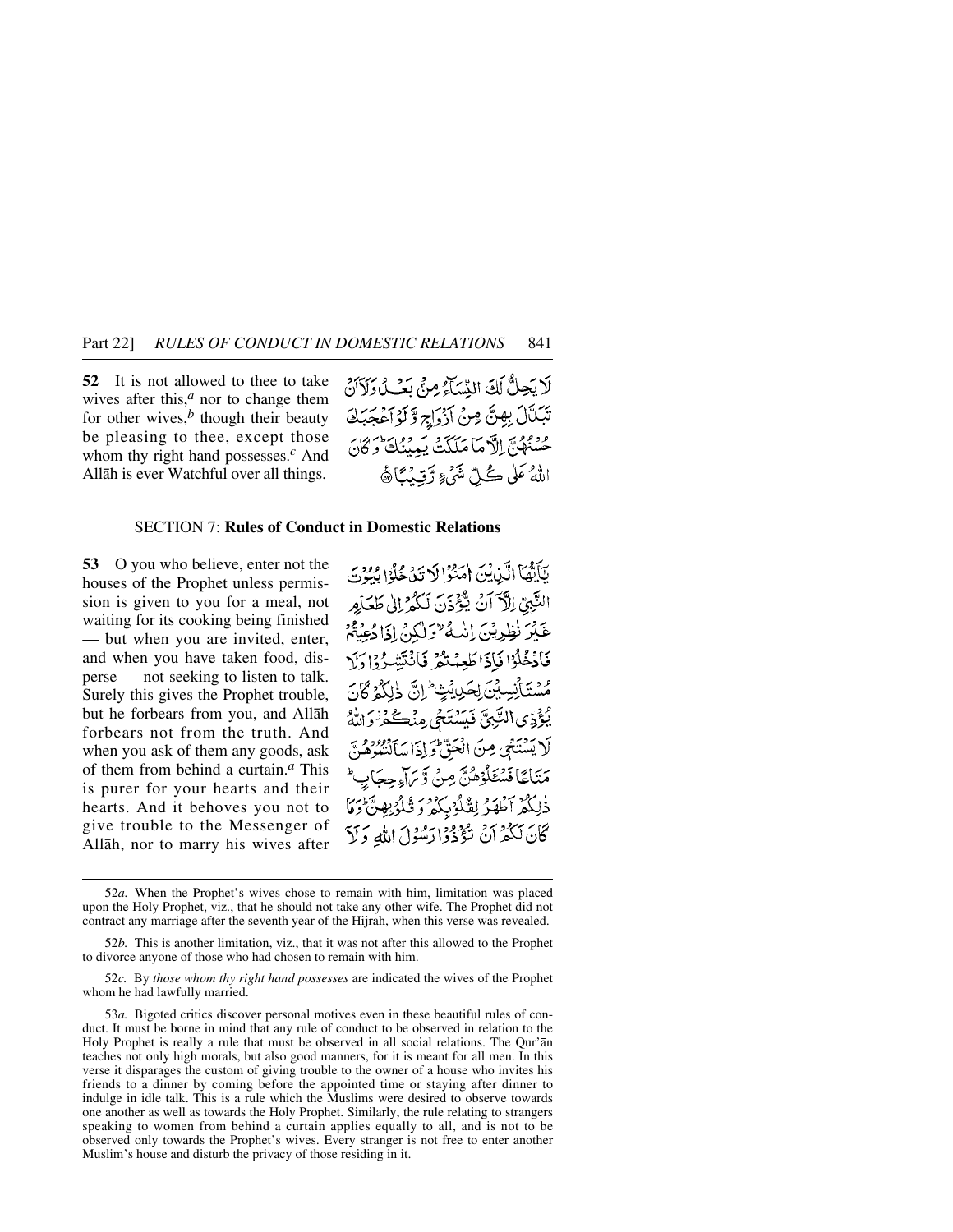**52** It is not allowed to thee to take wives after this,[a] nor to change them for other wives,[b] though their beauty be pleasing to thee, except those whom thy right hand possesses.[c] And Allāh is ever Watchful over all things.

لَا يَحِلُّ لَكَ النِّسَآءُ مِنْۢ بَعْدُ وَلَآ اَنْ تَبَدَّلَ بِهِنَّ مِنْ اَزْوَاجٍ وَّلَوْ اَعْجَبَكَ حُسْنُهُنَّ اِلَّا مَا مَلَكَتْ يَمِيْنُكَ ؕ وَكَانَ اللّٰهُ عَلٰى كُلِّ شَيْءٍ رَّقِيْبًا ﴿۵۲﴾

## SECTION 7: **Rules of Conduct in Domestic Relations**

**53** O you who believe, enter not the houses of the Prophet unless permission is given to you for a meal, not waiting for its cooking being finished — but when you are invited, enter, and when you have taken food, disperse — not seeking to listen to talk. Surely this gives the Prophet trouble, but he forbears from you, and Allāh forbears not from the truth. And when you ask of them any goods, ask of them from behind a curtain.[a] This is purer for your hearts and their hearts. And it behoves you not to give trouble to the Messenger of Allāh, nor to marry his wives after

يٰۤاَيُّهَا الَّذِيْنَ اٰمَنُوْا لَا تَدْخُلُوْا بُيُوْتَ النَّبِيِّ اِلَّاۤ اَنْ يُّؤْذَنَ لَكُمْ اِلٰى طَعَامٍ غَيْرَ نٰظِرِيْنَ اِنٰىهُ ۙ وَلٰكِنْ اِذَا دُعِيْتُمْ فَادْخُلُوْا فَاِذَا طَعِمْتُمْ فَانْتَشِرُوْا وَلَا مُسْتَاْنِسِيْنَ لِحَدِيْثٍ ؕ اِنَّ ذٰلِكُمْ كَانَ يُؤْذِي النَّبِيَّ فَيَسْتَحْيٖ مِنْكُمْ ۫ وَاللّٰهُ لَا يَسْتَحْيٖ مِنَ الْحَقِّ ؕ وَاِذَا سَاَلْتُمُوْهُنَّ مَتَاعًا فَسْـَٔلُوْهُنَّ مِنْ وَّرَآءِ حِجَابٍ ؕ ذٰلِكُمْ اَطْهَرُ لِقُلُوْبِكُمْ وَقُلُوْبِهِنَّ ؕ وَمَا كَانَ لَكُمْ اَنْ تُؤْذُوْا رَسُوْلَ اللّٰهِ وَلَاۤ

---

52*a.* When the Prophet's wives chose to remain with him, limitation was placed upon the Holy Prophet, viz., that he should not take any other wife. The Prophet did not contract any marriage after the seventh year of the Hijrah, when this verse was revealed.

52*b.* This is another limitation, viz., that it was not after this allowed to the Prophet to divorce anyone of those who had chosen to remain with him.

52*c.* By *those whom thy right hand possesses* are indicated the wives of the Prophet whom he had lawfully married.

53*a.* Bigoted critics discover personal motives even in these beautiful rules of conduct. It must be borne in mind that any rule of conduct to be observed in relation to the Holy Prophet is really a rule that must be observed in all social relations. The Qur'ān teaches not only high morals, but also good manners, for it is meant for all men. In this verse it disparages the custom of giving trouble to the owner of a house who invites his friends to a dinner by coming before the appointed time or staying after dinner to indulge in idle talk. This is a rule which the Muslims were desired to observe towards one another as well as towards the Holy Prophet. Similarly, the rule relating to strangers speaking to women from behind a curtain applies equally to all, and is not to be observed only towards the Prophet's wives. Every stranger is not free to enter another Muslim's house and disturb the privacy of those residing in it.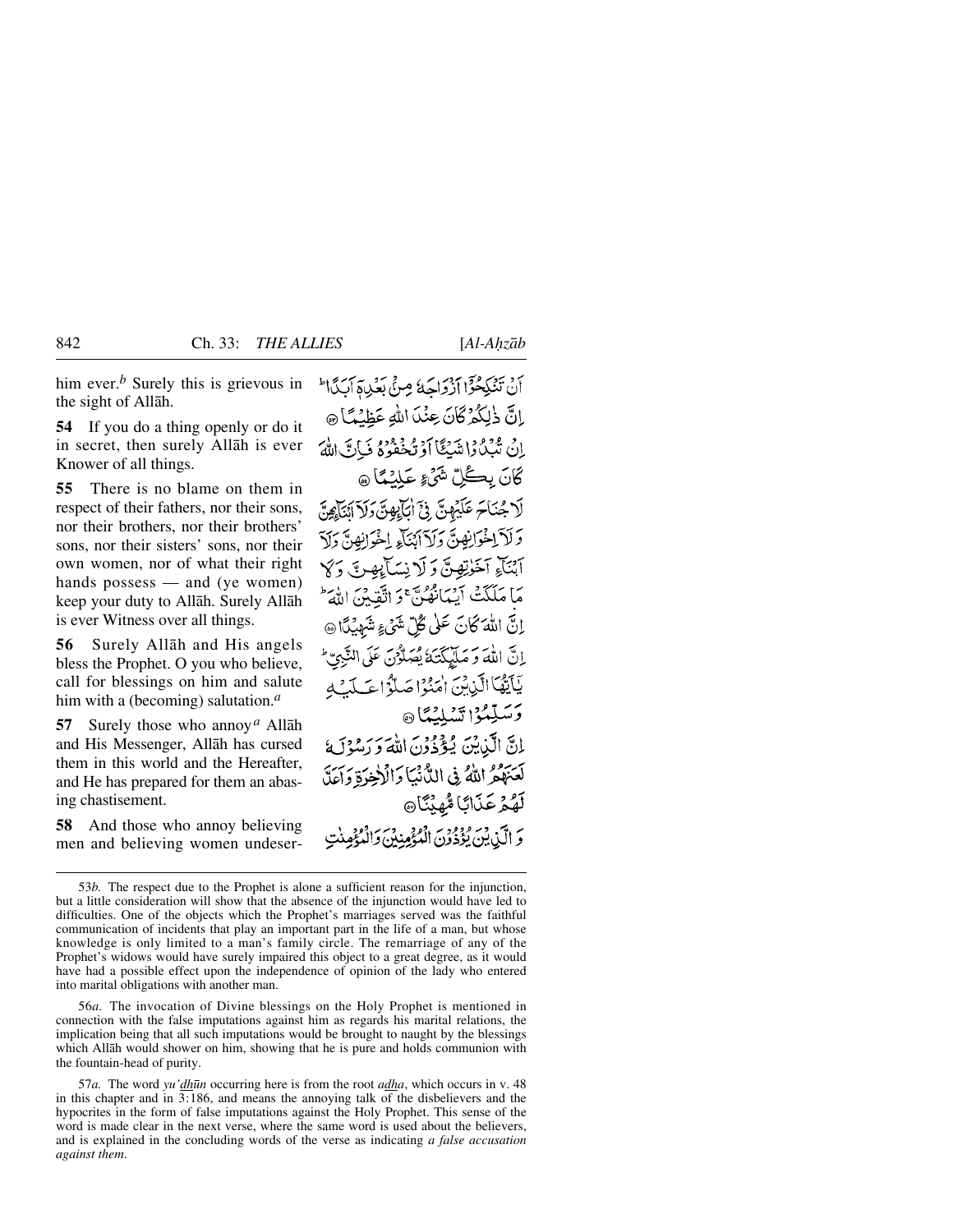him ever.[b] Surely this is grievous in the sight of Allāh.

أَنْ تَنْكِحُوْٓا أَزْوَاجَهُ مِنْۢ بَعْدِهِٓ أَبَدًا ؕ إِنَّ ذٰلِكُمْ كَانَ عِنْدَ اللّٰهِ عَظِيْمًا ﴿٥٣﴾

**54** If you do a thing openly or do it in secret, then surely Allāh is ever Knower of all things.

إِنْ تُبْدُوْا شَيْـًٔا أَوْ تُخْفُوْهُ فَإِنَّ اللّٰهَ كَانَ بِكُلِّ شَيْءٍ عَلِيْمًا ﴿٥٤﴾

**55** There is no blame on them in respect of their fathers, nor their sons, nor their brothers, nor their brothers' sons, nor their sisters' sons, nor their own women, nor of what their right hands possess — and (ye women) keep your duty to Allāh. Surely Allāh is ever Witness over all things.

لَا جُنَاحَ عَلَيْهِنَّ فِيْٓ اٰبَآئِهِنَّ وَلَآ أَبْنَآئِهِنَّ وَلَآ إِخْوَانِهِنَّ وَلَآ أَبْنَآءِ إِخْوَانِهِنَّ وَلَآ أَبْنَآءِ أَخَوٰتِهِنَّ وَلَا نِسَآئِهِنَّ وَلَا مَا مَلَكَتْ أَيْمَانُهُنَّ ۚ وَاتَّقِيْنَ اللّٰهَ ؕ إِنَّ اللّٰهَ كَانَ عَلٰى كُلِّ شَيْءٍ شَهِيْدًا ﴿٥٥﴾

**56** Surely Allāh and His angels bless the Prophet. O you who believe, call for blessings on him and salute him with a (becoming) salutation.[a]

إِنَّ اللّٰهَ وَمَلٰٓئِكَتَهُ يُصَلُّوْنَ عَلَى النَّبِيِّ ؕ يٰٓأَيُّهَا الَّذِيْنَ اٰمَنُوْا صَلُّوْا عَلَيْهِ وَسَلِّمُوْا تَسْلِيْمًا ﴿٥٦﴾

**57** Surely those who annoy[a] Allāh and His Messenger, Allāh has cursed them in this world and the Hereafter, and He has prepared for them an abasing chastisement.

إِنَّ الَّذِيْنَ يُؤْذُوْنَ اللّٰهَ وَرَسُوْلَهُ لَعَنَهُمُ اللّٰهُ فِي الدُّنْيَا وَالْاٰخِرَةِ وَأَعَدَّ لَهُمْ عَذَابًا مُّهِيْنًا ﴿٥٧﴾

**58** And those who annoy believing men and believing women undeser-

وَالَّذِيْنَ يُؤْذُوْنَ الْمُؤْمِنِيْنَ وَالْمُؤْمِنٰتِ

---

53*b.* The respect due to the Prophet is alone a sufficient reason for the injunction, but a little consideration will show that the absence of the injunction would have led to difficulties. One of the objects which the Prophet's marriages served was the faithful communication of incidents that play an important part in the life of a man, but whose knowledge is only limited to a man's family circle. The remarriage of any of the Prophet's widows would have surely impaired this object to a great degree, as it would have had a possible effect upon the independence of opinion of the lady who entered into marital obligations with another man.

56*a.* The invocation of Divine blessings on the Holy Prophet is mentioned in connection with the false imputations against him as regards his marital relations, the implication being that all such imputations would be brought to naught by the blessings which Allāh would shower on him, showing that he is pure and holds communion with the fountain-head of purity.

57*a.* The word *yu'dhūn* occurring here is from the root *adha*, which occurs in v. 48 in this chapter and in 3:186, and means the annoying talk of the disbelievers and the hypocrites in the form of false imputations against the Holy Prophet. This sense of the word is made clear in the next verse, where the same word is used about the believers, and is explained in the concluding words of the verse as indicating *a false accusation against them*.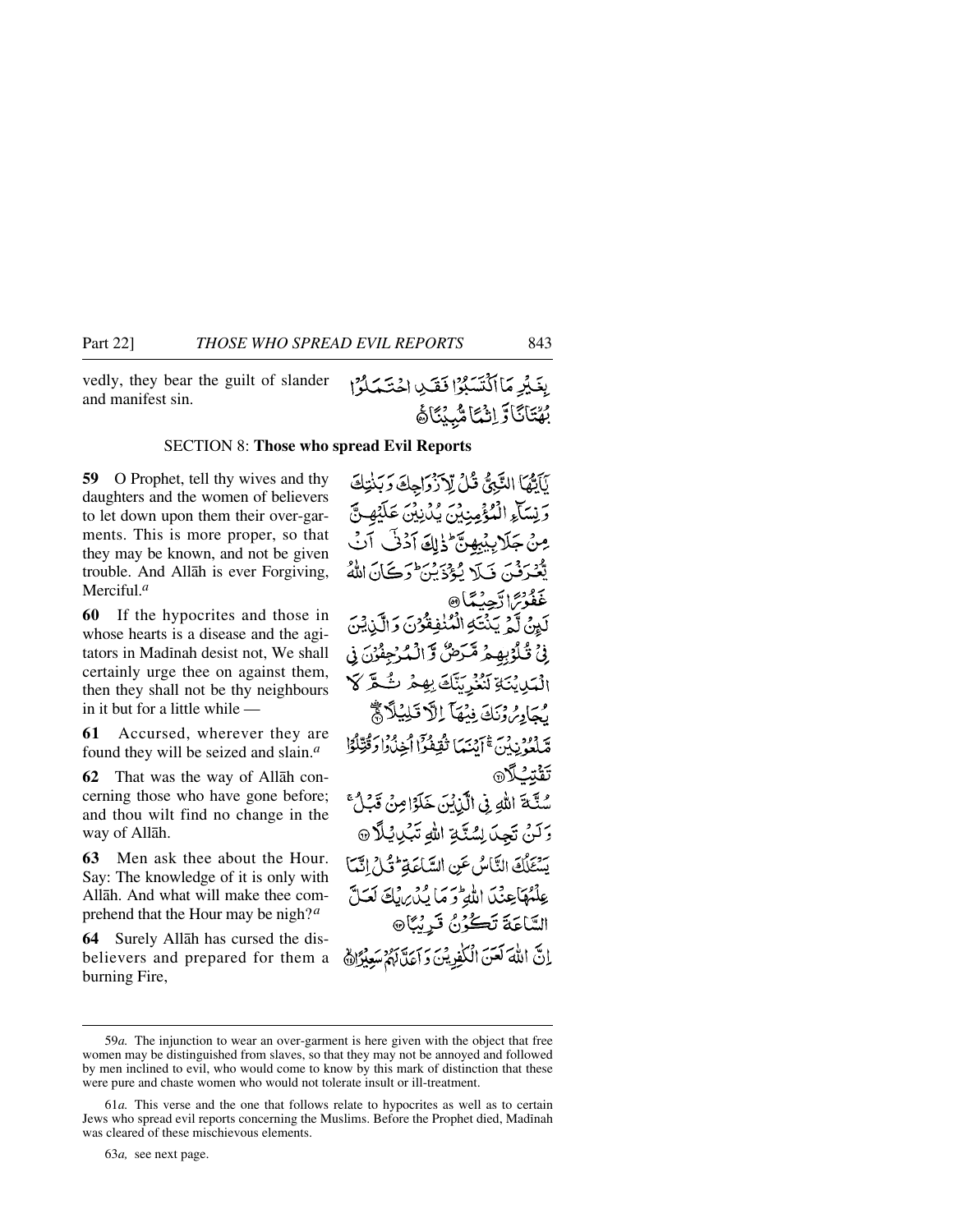vedly, they bear the guilt of slander and manifest sin.

بِغَيْرِ مَا اكْتَسَبُوْا فَقَدِ احْتَمَلُوْا بُهْتَانًا وَّ اِثْمًا مُّبِيْنًا ۟

SECTION 8: **Those who spread Evil Reports**

**59** O Prophet, tell thy wives and thy daughters and the women of believers to let down upon them their over-garments. This is more proper, so that they may be known, and not be given trouble. And Allāh is ever Forgiving, Merciful.[a]

يٰۤاَيُّهَا النَّبِيُّ قُلْ لِّاَزْوَاجِكَ وَبَنٰتِكَ وَنِسَآءِ الْمُؤْمِنِيْنَ يُدْنِيْنَ عَلَيْهِنَّ مِنْ جَلَابِيْبِهِنَّ ؕ ذٰلِكَ اَدْنٰۤى اَنْ يُّعْرَفْنَ فَلَا يُؤْذَيْنَ ؕ وَكَانَ اللّٰهُ غَفُوْرًا رَّحِيْمًا ۟

**60** If the hypocrites and those in whose hearts is a disease and the agitators in Madīnah desist not, We shall certainly urge thee on against them, then they shall not be thy neighbours in it but for a little while —

لَئِنْ لَّمْ يَنْتَهِ الْمُنٰفِقُوْنَ وَالَّذِيْنَ فِيْ قُلُوْبِهِمْ مَّرَضٌ وَّالْمُرْجِفُوْنَ فِي الْمَدِيْنَةِ لَنُغْرِيَنَّكَ بِهِمْ ثُمَّ لَا يُجَاوِرُوْنَكَ فِيْهَاۤ اِلَّا قَلِيْلًا ۟

**61** Accursed, wherever they are found they will be seized and slain.[a]

مَّلْعُوْنِيْنَ ۚ اَيْنَمَا ثُقِفُوْۤا اُخِذُوْا وَقُتِّلُوْا تَقْتِيْلًا ۟

**62** That was the way of Allāh concerning those who have gone before; and thou wilt find no change in the way of Allāh.

سُنَّةَ اللّٰهِ فِي الَّذِيْنَ خَلَوْا مِنْ قَبْلُ ۚ وَلَنْ تَجِدَ لِسُنَّةِ اللّٰهِ تَبْدِيْلًا ۟

**63** Men ask thee about the Hour. Say: The knowledge of it is only with Allāh. And what will make thee comprehend that the Hour may be nigh?[a]

يَسْـَٔلُكَ النَّاسُ عَنِ السَّاعَةِ ؕ قُلْ اِنَّمَا عِلْمُهَا عِنْدَ اللّٰهِ ؕ وَمَا يُدْرِيْكَ لَعَلَّ السَّاعَةَ تَكُوْنُ قَرِيْبًا ۟

**64** Surely Allāh has cursed the disbelievers and prepared for them a burning Fire,

اِنَّ اللّٰهَ لَعَنَ الْكٰفِرِيْنَ وَاَعَدَّ لَهُمْ سَعِيْرًا ۟

---

59*a.* The injunction to wear an over-garment is here given with the object that free women may be distinguished from slaves, so that they may not be annoyed and followed by men inclined to evil, who would come to know by this mark of distinction that these were pure and chaste women who would not tolerate insult or ill-treatment.

61*a.* This verse and the one that follows relate to hypocrites as well as to certain Jews who spread evil reports concerning the Muslims. Before the Prophet died, Madīnah was cleared of these mischievous elements.

63*a,* see next page.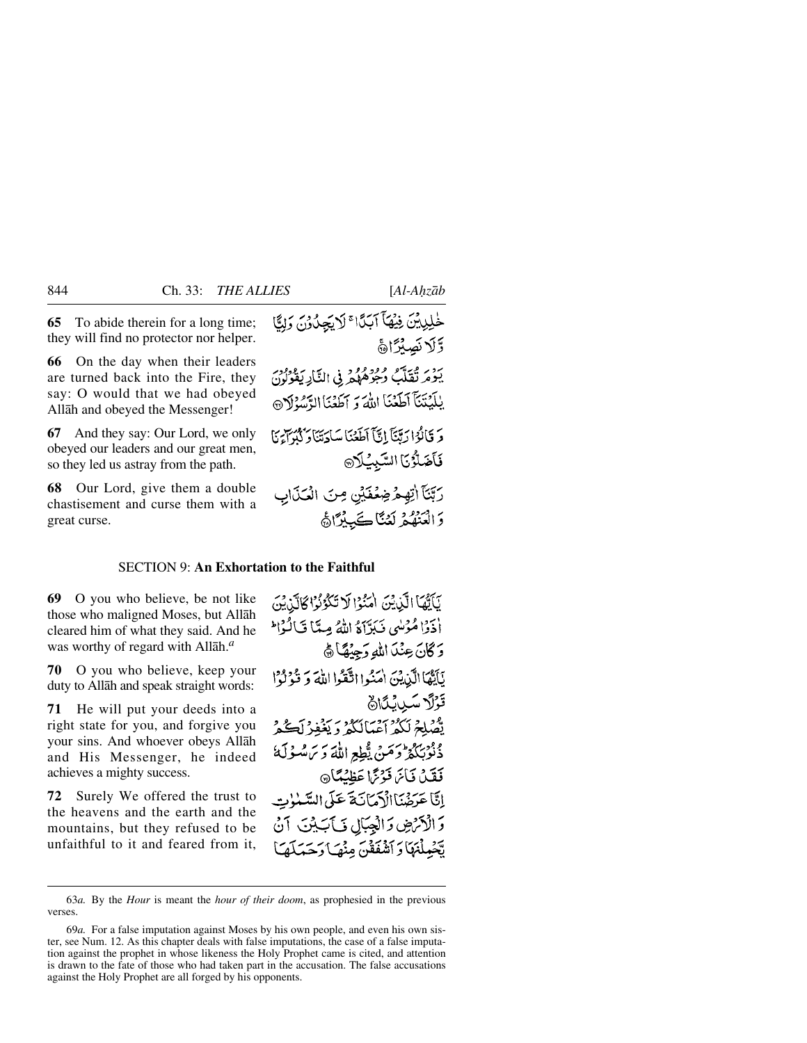**65** To abide therein for a long time; they will find no protector nor helper.

خٰلِدِيْنَ فِيْهَآ اَبَدًا ۚ لَا يَجِدُوْنَ وَلِيًّا وَّلَا نَصِيْرًا ﴿٦٥﴾

**66** On the day when their leaders are turned back into the Fire, they say: O would that we had obeyed Allāh and obeyed the Messenger!

يَوْمَ تُقَلَّبُ وُجُوْهُهُمْ فِي النَّارِ يَقُوْلُوْنَ يٰلَيْتَنَآ اَطَعْنَا اللّٰهَ وَ اَطَعْنَا الرَّسُوْلَا ﴿٦٦﴾

**67** And they say: Our Lord, we only obeyed our leaders and our great men, so they led us astray from the path.

وَ قَالُوْا رَبَّنَآ اِنَّآ اَطَعْنَا سَادَتَنَا وَ كُبَرَآءَنَا فَاَضَلُّوْنَا السَّبِيْلَا ﴿٦٧﴾

**68** Our Lord, give them a double chastisement and curse them with a great curse.

رَبَّنَآ اٰتِهِمْ ضِعْفَيْنِ مِنَ الْعَذَابِ وَ الْعَنْهُمْ لَعْنًا كَبِيْرًا ﴿٦٨﴾

## SECTION 9: An Exhortation to the Faithful

**69** O you who believe, be not like those who maligned Moses, but Allāh cleared him of what they said. And he was worthy of regard with Allāh.[a]

يٰٓاَيُّهَا الَّذِيْنَ اٰمَنُوْا لَا تَكُوْنُوْا كَالَّذِيْنَ اٰذَوْا مُوْسٰى فَبَرَّاَهُ اللّٰهُ مِمَّا قَالُوْا ؕ وَ كَانَ عِنْدَ اللّٰهِ وَجِيْهًا ﴿٦٩﴾

**70** O you who believe, keep your duty to Allāh and speak straight words:

يٰٓاَيُّهَا الَّذِيْنَ اٰمَنُوا اتَّقُوا اللّٰهَ وَ قُوْلُوْا قَوْلًا سَدِيْدًا ﴿٧٠﴾

**71** He will put your deeds into a right state for you, and forgive you your sins. And whoever obeys Allāh and His Messenger, he indeed achieves a mighty success.

يُّصْلِحْ لَكُمْ اَعْمَالَكُمْ وَ يَغْفِرْ لَكُمْ ذُنُوْبَكُمْ ؕ وَ مَنْ يُّطِعِ اللّٰهَ وَ رَسُوْلَهٗ فَقَدْ فَازَ فَوْزًا عَظِيْمًا ﴿٧١﴾

**72** Surely We offered the trust to the heavens and the earth and the mountains, but they refused to be unfaithful to it and feared from it,

اِنَّا عَرَضْنَا الْاَمَانَةَ عَلَى السَّمٰوٰتِ وَ الْاَرْضِ وَ الْجِبَالِ فَاَبَيْنَ اَنْ يَّحْمِلْنَهَا وَ اَشْفَقْنَ مِنْهَا وَ حَمَلَهَا

---

63*a.* By the *Hour* is meant the *hour of their doom*, as prophesied in the previous verses.

69*a.* For a false imputation against Moses by his own people, and even his own sister, see Num. 12. As this chapter deals with false imputations, the case of a false imputation against the prophet in whose likeness the Holy Prophet came is cited, and attention is drawn to the fate of those who had taken part in the accusation. The false accusations against the Holy Prophet are all forged by his opponents.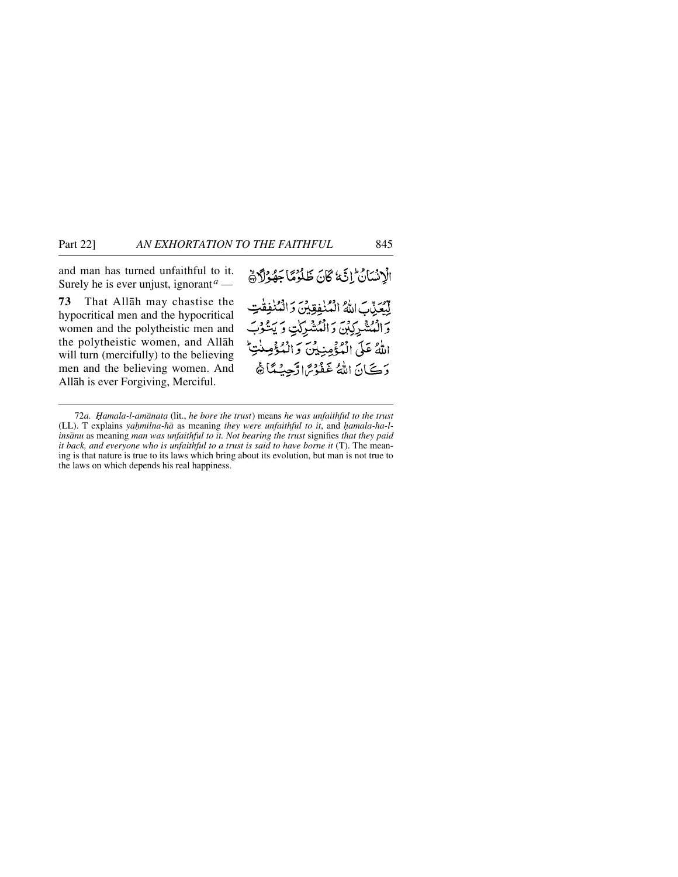and man has turned unfaithful to it. Surely he is ever unjust, ignorant[a] —

الْاِنْسَانُ ؕ اِنَّهٗ كَانَ ظَلُوْمًا جَهُوْلًا ۙ﴿۷۲﴾

**73** That Allāh may chastise the hypocritical men and the hypocritical women and the polytheistic men and the polytheistic women, and Allāh will turn (mercifully) to the believing men and the believing women. And Allāh is ever Forgiving, Merciful.

لِّیُعَذِّبَ اللّٰہُ الْمُنٰفِقِیْنَ وَ الْمُنٰفِقٰتِ وَ الْمُشْرِکِیْنَ وَ الْمُشْرِکٰتِ وَ یَتُوْبَ اللّٰہُ عَلَی الْمُؤْمِنِیْنَ وَ الْمُؤْمِنٰتِ ؕ وَ کَانَ اللّٰہُ غَفُوْرًا رَّحِیْمًا ﴿۷۳﴾

---

72*a*. *Ḥamala-l-amānata* (lit., *he bore the trust*) means *he was unfaithful to the trust* (LL). T explains *yaḥmilna-hā* as meaning *they were unfaithful to it*, and *ḥamala-ha-l-insānu* as meaning *man was unfaithful to it. Not bearing the trust* signifies *that they paid it back, and everyone who is unfaithful to a trust is said to have borne it* (T). The meaning is that nature is true to its laws which bring about its evolution, but man is not true to the laws on which depends his real happiness.